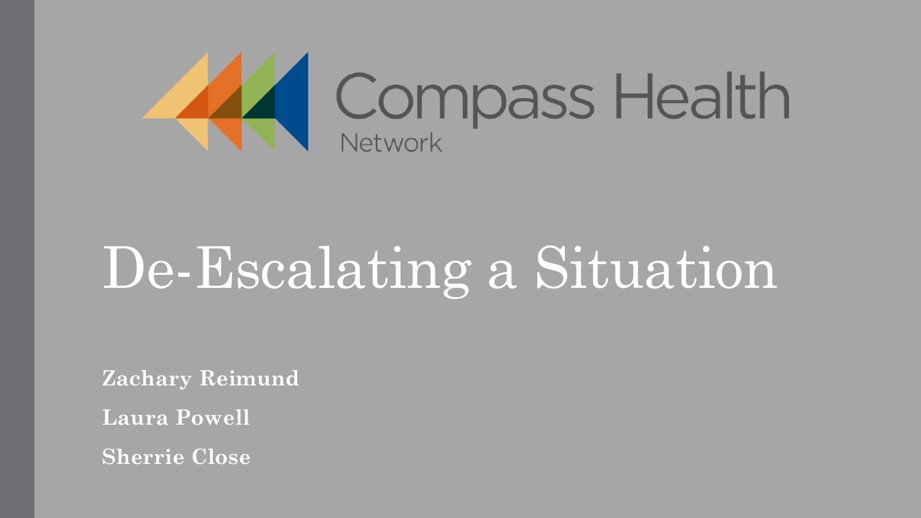Compass Health Network

# De-Escalating a Situation

**Zachary Reimund**

**Laura Powell**

**Sherrie Close**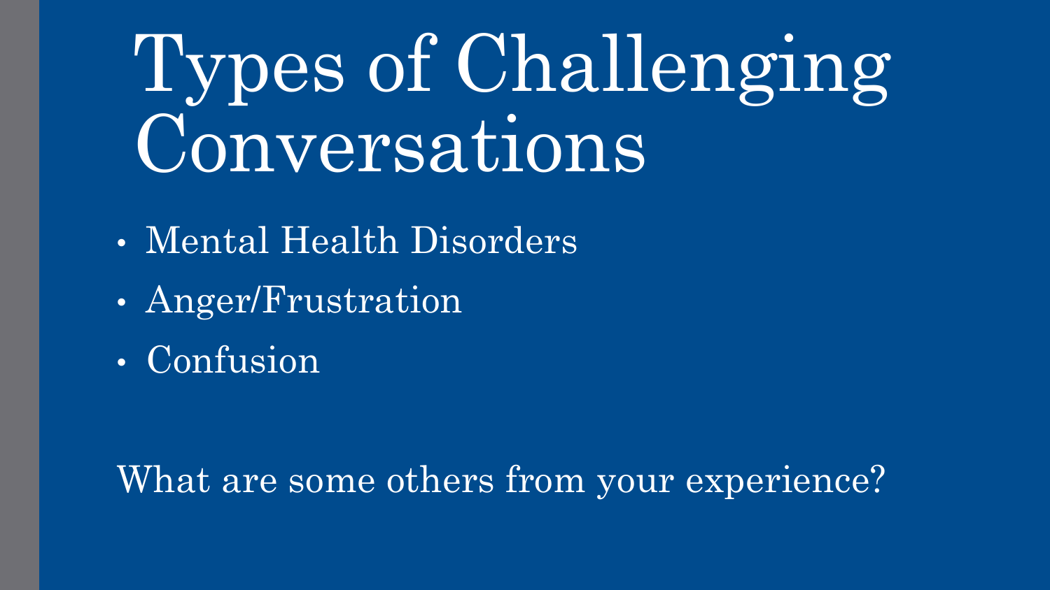# Types of Challenging Conversations

- Mental Health Disorders
- Anger/Frustration
- Confusion

What are some others from your experience?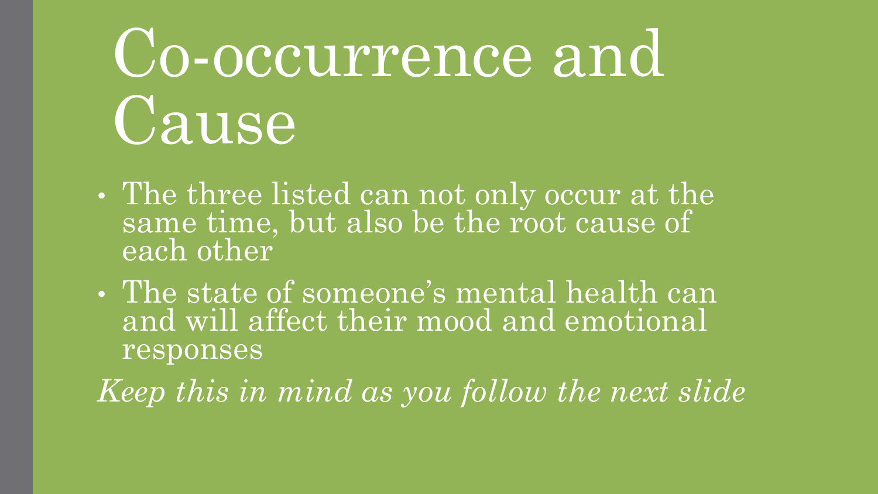# Co-occurrence and Cause

- The three listed can not only occur at the same time, but also be the root cause of each other
- The state of someone's mental health can and will affect their mood and emotional responses

*Keep this in mind as you follow the next slide*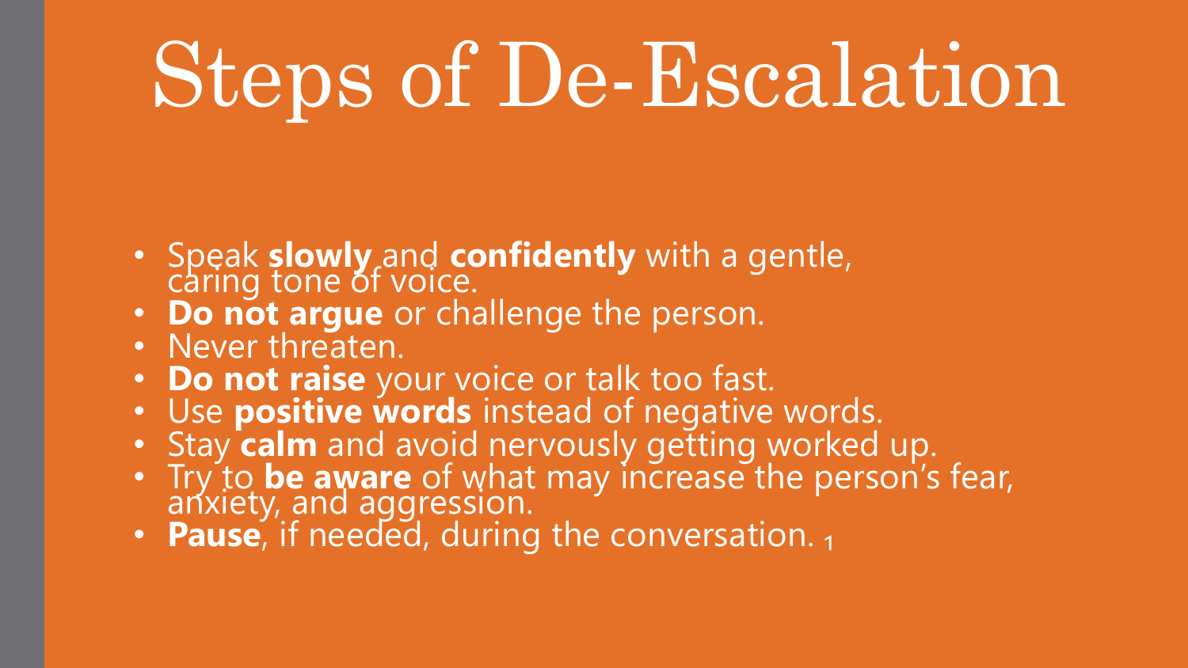# Steps of De-Escalation

- Speak **slowly** and **confidently** with a gentle, caring tone of voice.
- **Do not argue** or challenge the person.
- Never threaten.
- **Do not raise** your voice or talk too fast.
- Use **positive words** instead of negative words.
- Stay **calm** and avoid nervously getting worked up.
- Try to **be aware** of what may increase the person's fear, anxiety, and aggression.
- **Pause**, if needed, during the conversation. [1]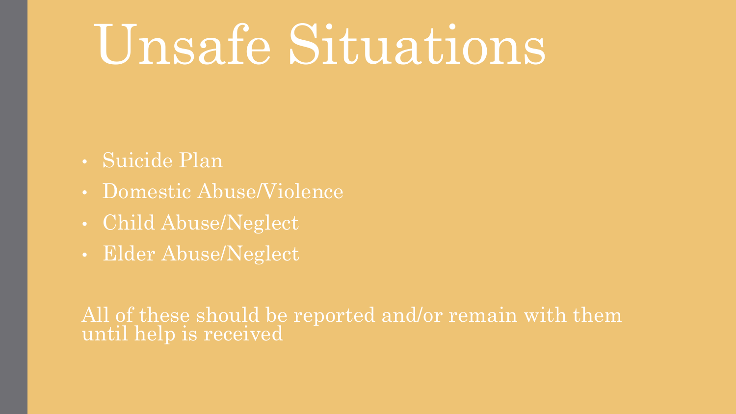# Unsafe Situations

- Suicide Plan
- Domestic Abuse/Violence
- Child Abuse/Neglect
- Elder Abuse/Neglect

All of these should be reported and/or remain with them until help is received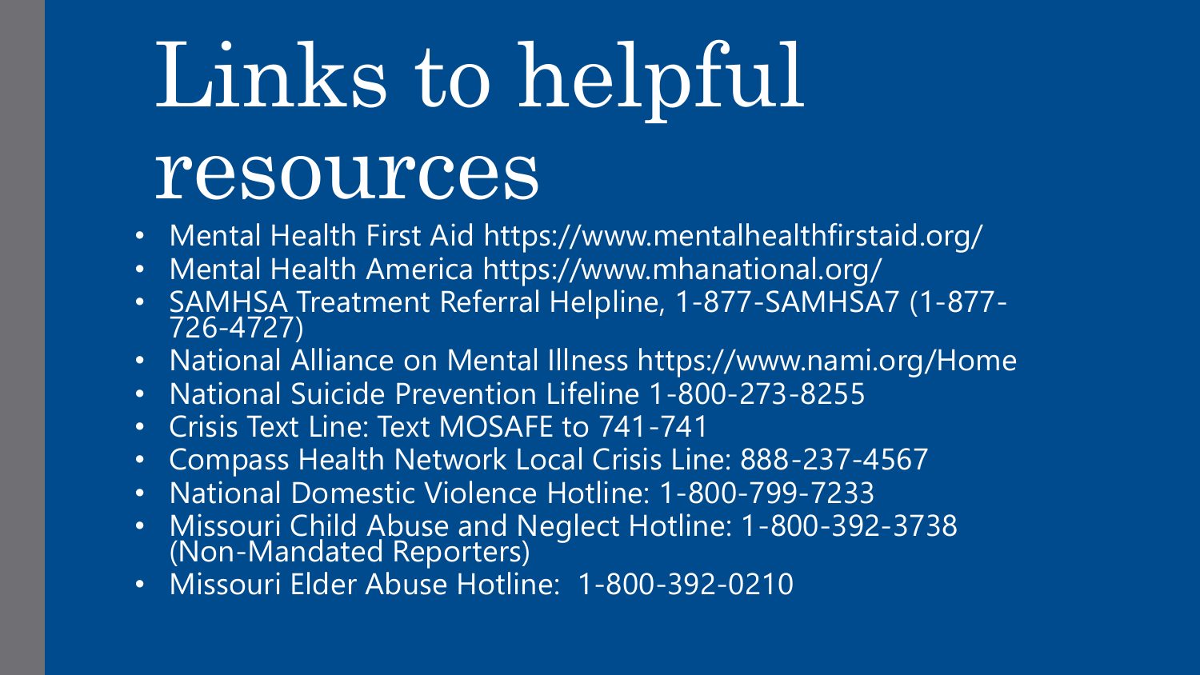# Links to helpful resources

- Mental Health First Aid https://www.mentalhealthfirstaid.org/
- Mental Health America https://www.mhanational.org/
- SAMHSA Treatment Referral Helpline, 1-877-SAMHSA7 (1-877-726-4727)
- National Alliance on Mental Illness https://www.nami.org/Home
- National Suicide Prevention Lifeline 1-800-273-8255
- Crisis Text Line: Text MOSAFE to 741-741
- Compass Health Network Local Crisis Line: 888-237-4567
- National Domestic Violence Hotline: 1-800-799-7233
- Missouri Child Abuse and Neglect Hotline: 1-800-392-3738 (Non-Mandated Reporters)
- Missouri Elder Abuse Hotline: 1-800-392-0210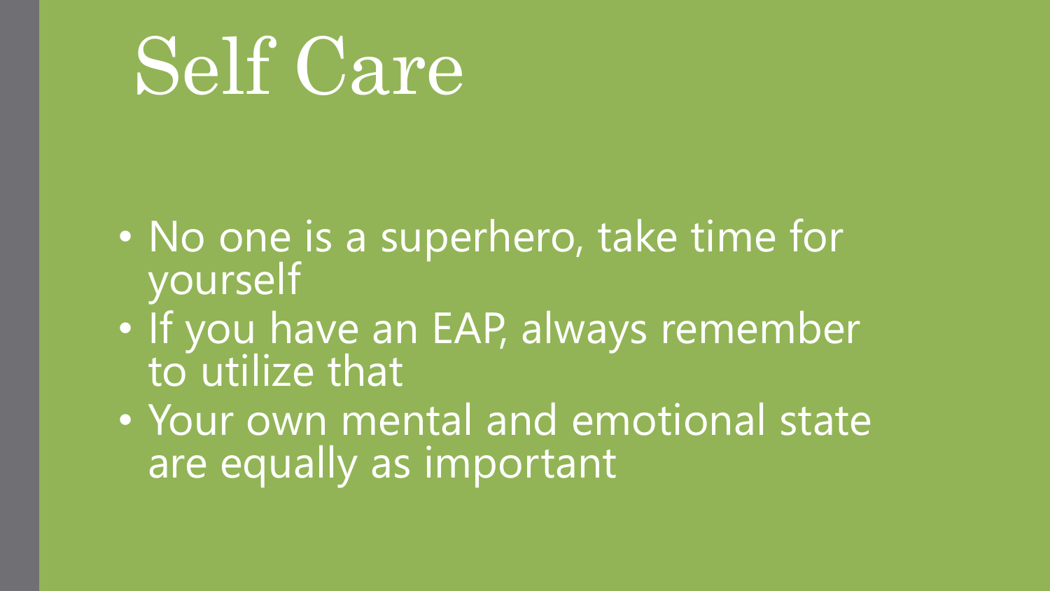# Self Care

- No one is a superhero, take time for yourself
- If you have an EAP, always remember to utilize that
- Your own mental and emotional state are equally as important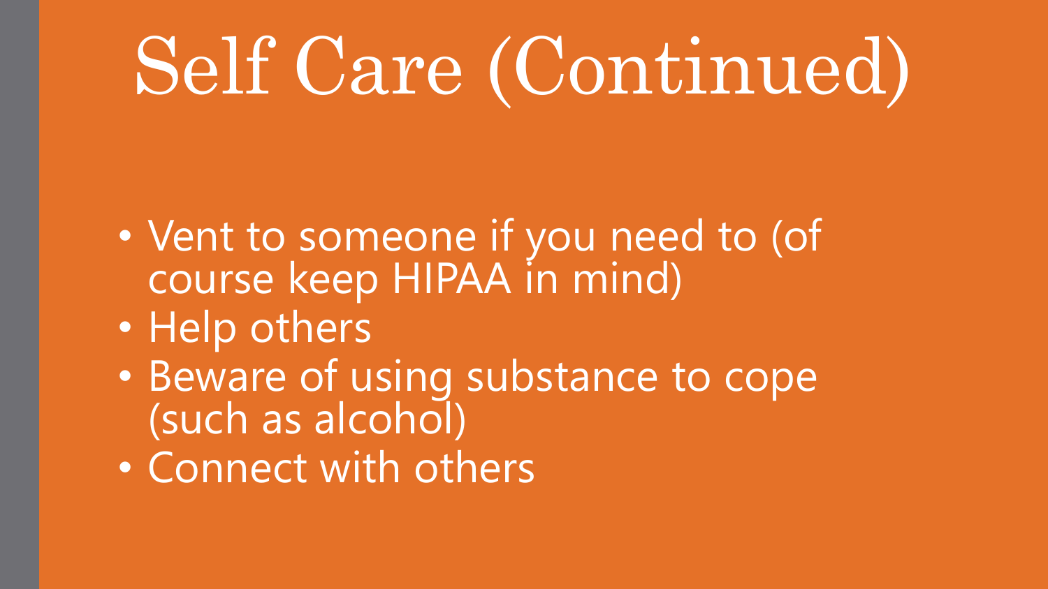# Self Care (Continued)

- Vent to someone if you need to (of course keep HIPAA in mind)
- Help others
- Beware of using substance to cope (such as alcohol)
- Connect with others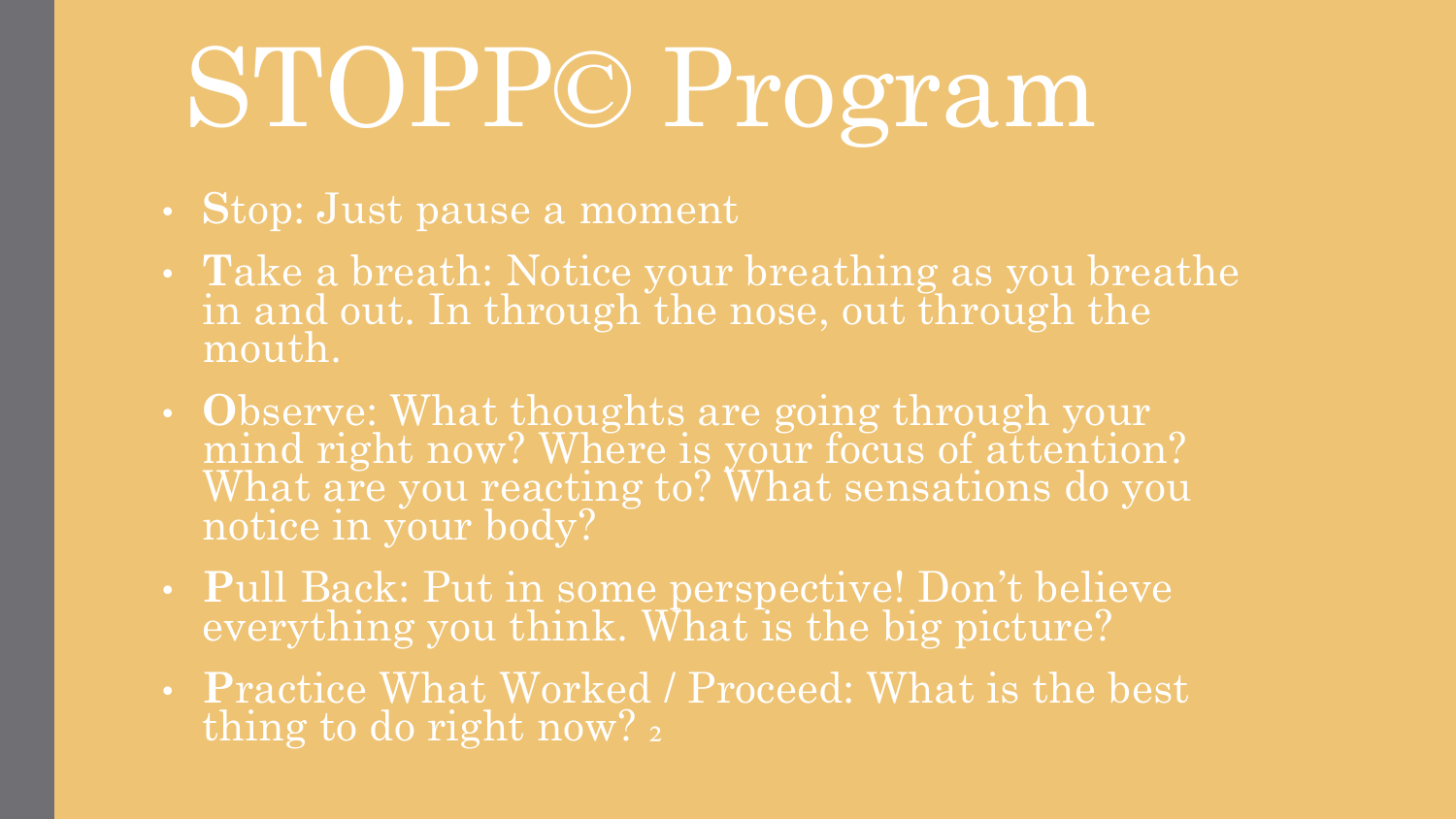# STOPP© Program

- **S**top: Just pause a moment
- **T**ake a breath: Notice your breathing as you breathe in and out. In through the nose, out through the mouth.
- **O**bserve: What thoughts are going through your mind right now? Where is your focus of attention? What are you reacting to? What sensations do you notice in your body?
- **P**ull Back: Put in some perspective! Don't believe everything you think. What is the big picture?
- **P**ractice What Worked / Proceed: What is the best thing to do right now? [2]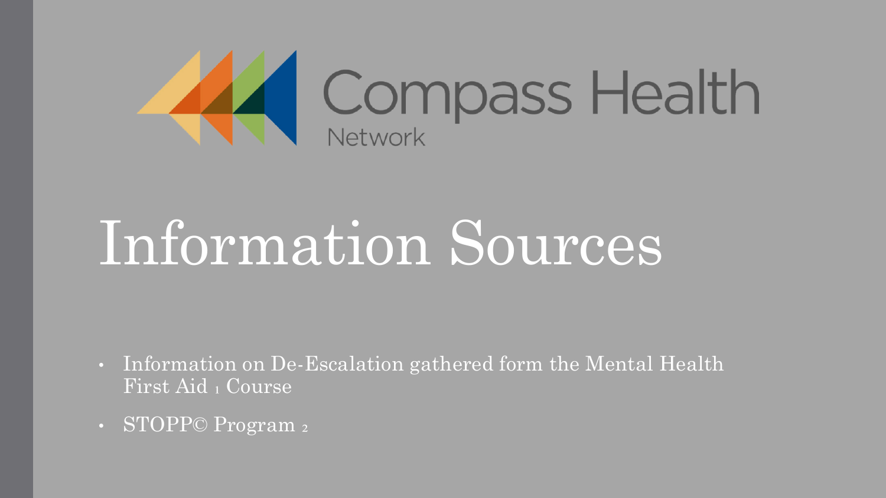Compass Health

Network

# Information Sources

- Information on De-Escalation gathered form the Mental Health First Aid [1] Course
- STOPP© Program [2]